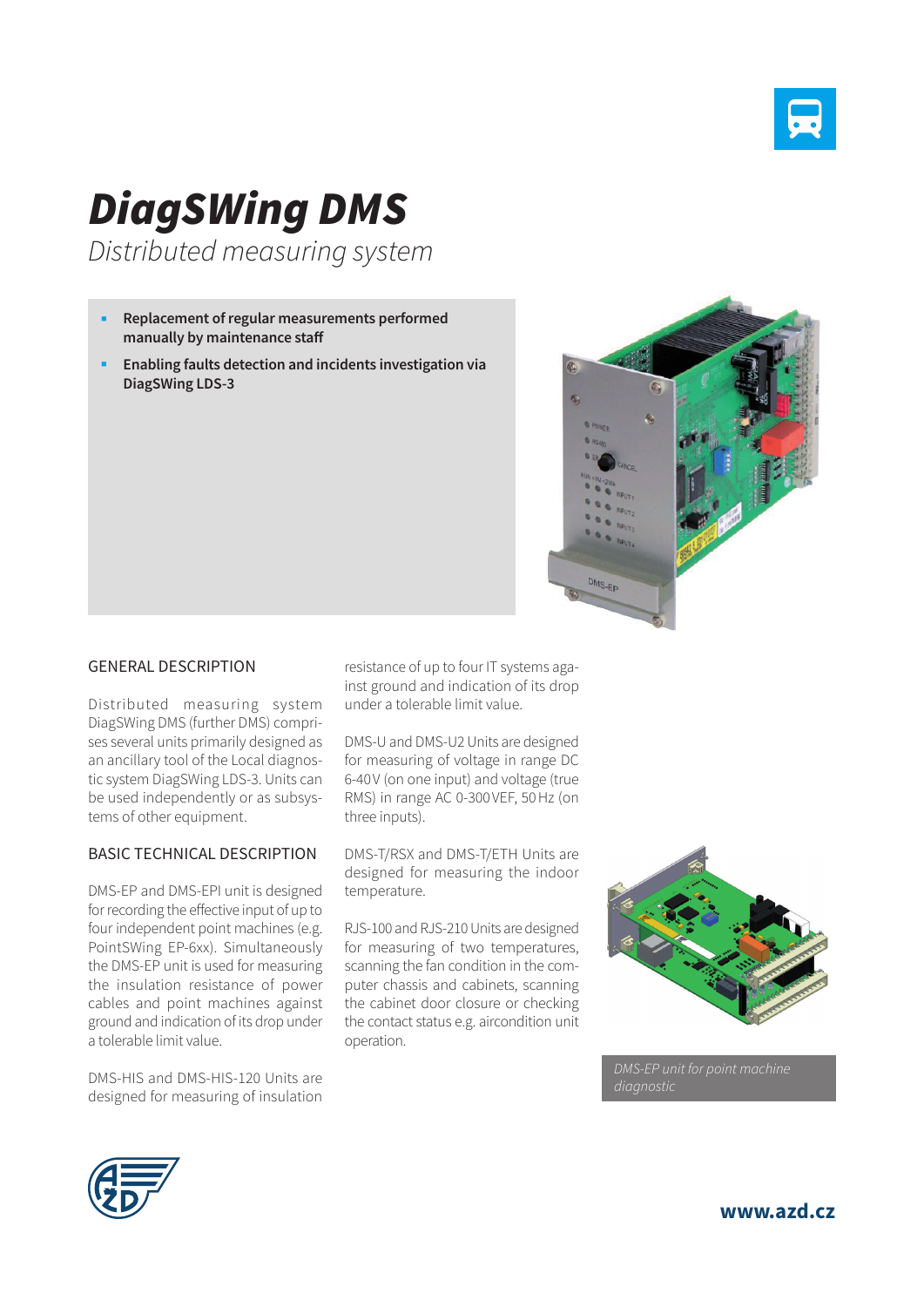# DiagSWing DMS

*Distributed measuring system*

- **Replacement of regular measurements performed manually by maintenance staff**
- **Enabling faults detection and incidents investigation via DiagSWing LDS-3**

## GENERAL DESCRIPTION

Distributed measuring system DiagSWing DMS (further DMS) comprises several units primarily designed as an ancillary tool of the Local diagnostic system DiagSWing LDS-3. Units can be used independently or as subsystems of other equipment.

## BASIC TECHNICAL DESCRIPTION

DMS-EP and DMS-EPI unit is designed for recording the effective input of up to four independent point machines (e.g. PointSWing EP-6xx). Simultaneously the DMS-EP unit is used for measuring the insulation resistance of power cables and point machines against ground and indication of its drop under a tolerable limit value.

DMS-HIS and DMS-HIS-120 Units are designed for measuring of insulation resistance of up to four IT systems against ground and indication of its drop under a tolerable limit value.

DMS-U and DMS-U2 Units are designed for measuring of voltage in range DC 6-40 V (on one input) and voltage (true RMS) in range AC 0-300 VEF, 50 Hz (on three inputs).

DMS-T/RSX and DMS-T/ETH Units are designed for measuring the indoor temperature.

RJS-100 and RJS-210 Units are designed for measuring of two temperatures, scanning the fan condition in the computer chassis and cabinets, scanning the cabinet door closure or checking the contact status e.g. aircondition unit operation.

*DMS-EP unit for point machine diagnostic*

**www.azd.cz**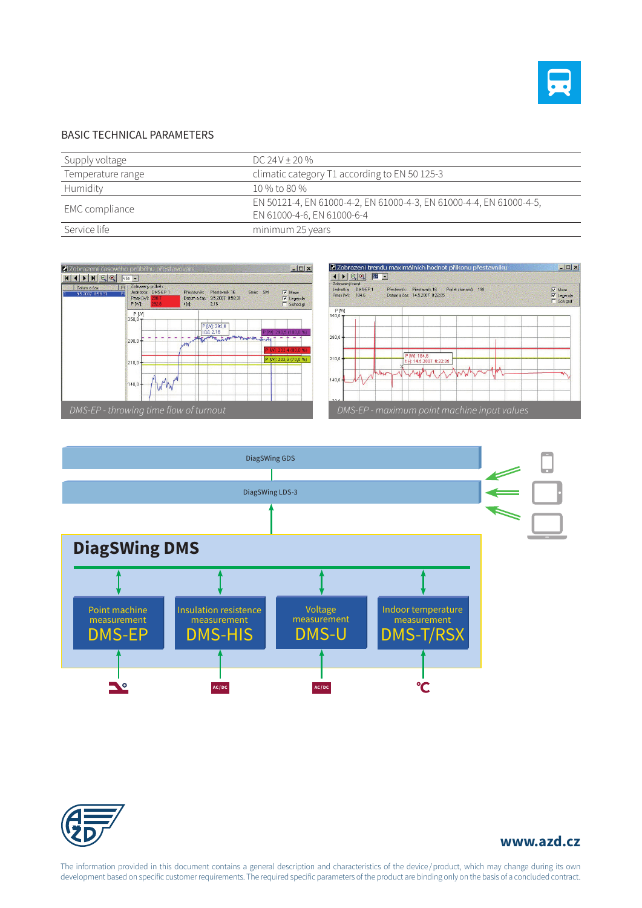## BASIC TECHNICAL PARAMETERS

| | |
|---|---|
| Supply voltage | DC 24 V ± 20 % |
| Temperature range | climatic category T1 according to EN 50 125-3 |
| Humidity | 10 % to 80 % |
| EMC compliance | EN 50121-4, EN 61000-4-2, EN 61000-4-3, EN 61000-4-4, EN 61000-4-5, EN 61000-4-6, EN 61000-6-4 |
| Service life | minimum 25 years |

*DMS-EP - throwing time flow of turnout*

*DMS-EP - maximum point machine input values*

DiagSWing GDS

DiagSWing LDS-3

**DiagSWing DMS**

Point machine measurement DMS-EP

Insulation resistence measurement DMS-HIS

Voltage measurement DMS-U

Indoor temperature measurement DMS-T/RSX

AC/DC

AC/DC

°C

**www.azd.cz**

The information provided in this document contains a general description and characteristics of the device/product, which may change during its own development based on specific customer requirements. The required specific parameters of the product are binding only on the basis of a concluded contract.